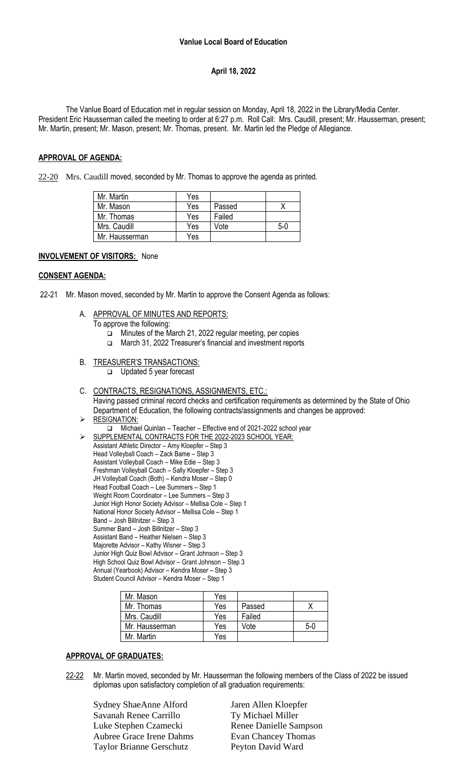**Vanlue Local Board of Education**

**April 18, 2022**

The Vanlue Board of Education met in regular session on Monday, April 18, 2022 in the Library/Media Center. President Eric Hausserman called the meeting to order at 6:27 p.m. Roll Call: Mrs. Caudill, present; Mr. Hausserman, present; Mr. Martin, present; Mr. Mason, present; Mr. Thomas, present. Mr. Martin led the Pledge of Allegiance.

**APPROVAL OF AGENDA:**

22-20 Mrs. Caudill moved, seconded by Mr. Thomas to approve the agenda as printed.

| | | | |
|---|---|---|---|
| Mr. Martin | Yes | | |
| Mr. Mason | Yes | Passed | X |
| Mr. Thomas | Yes | Failed | |
| Mrs. Caudill | Yes | Vote | 5-0 |
| Mr. Hausserman | Yes | | |

**INVOLVEMENT OF VISITORS:** None

**CONSENT AGENDA:**

22-21 Mr. Mason moved, seconded by Mr. Martin to approve the Consent Agenda as follows:

A. APPROVAL OF MINUTES AND REPORTS:
To approve the following:
- Minutes of the March 21, 2022 regular meeting, per copies
- March 31, 2022 Treasurer's financial and investment reports

B. TREASURER'S TRANSACTIONS:
- Updated 5 year forecast

C. CONTRACTS, RESIGNATIONS, ASSIGNMENTS, ETC.:
Having passed criminal record checks and certification requirements as determined by the State of Ohio Department of Education, the following contracts/assignments and changes be approved:

- RESIGNATION:
  - Michael Quinlan – Teacher – Effective end of 2021-2022 school year
- SUPPLEMENTAL CONTRACTS FOR THE 2022-2023 SCHOOL YEAR:
  Assistant Athletic Director – Amy Kloepfer – Step 3
  Head Volleyball Coach – Zack Bame – Step 3
  Assistant Volleyball Coach – Mike Edie – Step 3
  Freshman Volleyball Coach – Sally Kloepfer – Step 3
  JH Volleyball Coach (Both) – Kendra Moser – Step 0
  Head Football Coach – Lee Summers – Step 1
  Weight Room Coordinator – Lee Summers – Step 3
  Junior High Honor Society Advisor – Mellisa Cole – Step 1
  National Honor Society Advisor – Mellisa Cole – Step 1
  Band – Josh Billnitzer – Step 3
  Summer Band – Josh Billnitzer – Step 3
  Assistant Band – Heather Nielsen – Step 3
  Majorette Advisor – Kathy Wisner – Step 3
  Junior High Quiz Bowl Advisor – Grant Johnson – Step 3
  High School Quiz Bowl Advisor – Grant Johnson – Step 3
  Annual (Yearbook) Advisor – Kendra Moser – Step 3
  Student Council Advisor – Kendra Moser – Step 1

| | | | |
|---|---|---|---|
| Mr. Mason | Yes | | |
| Mr. Thomas | Yes | Passed | X |
| Mrs. Caudill | Yes | Failed | |
| Mr. Hausserman | Yes | Vote | 5-0 |
| Mr. Martin | Yes | | |

**APPROVAL OF GRADUATES:**

22-22 Mr. Martin moved, seconded by Mr. Hausserman the following members of the Class of 2022 be issued diplomas upon satisfactory completion of all graduation requirements:

Sydney ShaeAnne Alford
Savanah Renee Carrillo
Luke Stephen Czamecki
Aubree Grace Irene Dahms
Taylor Brianne Gerschutz
Jaren Allen Kloepfer
Ty Michael Miller
Renee Danielle Sampson
Evan Chancey Thomas
Peyton David Ward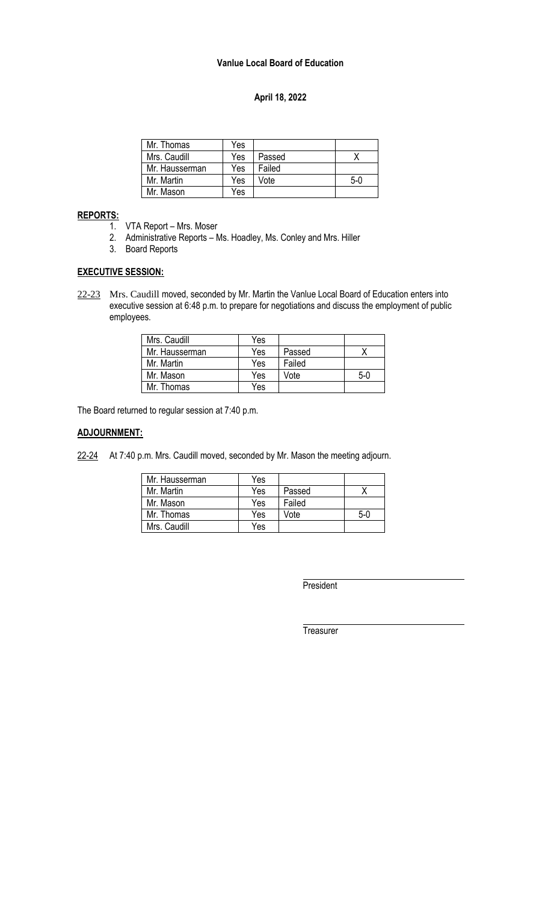**Vanlue Local Board of Education**

**April 18, 2022**

| | | | |
|---|---|---|---|
| Mr. Thomas | Yes | | |
| Mrs. Caudill | Yes | Passed | X |
| Mr. Hausserman | Yes | Failed | |
| Mr. Martin | Yes | Vote | 5-0 |
| Mr. Mason | Yes | | |

## REPORTS:

1. VTA Report – Mrs. Moser
2. Administrative Reports – Ms. Hoadley, Ms. Conley and Mrs. Hiller
3. Board Reports

## EXECUTIVE SESSION:

22-23 Mrs. Caudill moved, seconded by Mr. Martin the Vanlue Local Board of Education enters into executive session at 6:48 p.m. to prepare for negotiations and discuss the employment of public employees.

| | | | |
|---|---|---|---|
| Mrs. Caudill | Yes | | |
| Mr. Hausserman | Yes | Passed | X |
| Mr. Martin | Yes | Failed | |
| Mr. Mason | Yes | Vote | 5-0 |
| Mr. Thomas | Yes | | |

The Board returned to regular session at 7:40 p.m.

## ADJOURNMENT:

22-24 At 7:40 p.m. Mrs. Caudill moved, seconded by Mr. Mason the meeting adjourn.

| | | | |
|---|---|---|---|
| Mr. Hausserman | Yes | | |
| Mr. Martin | Yes | Passed | X |
| Mr. Mason | Yes | Failed | |
| Mr. Thomas | Yes | Vote | 5-0 |
| Mrs. Caudill | Yes | | |

President

Treasurer